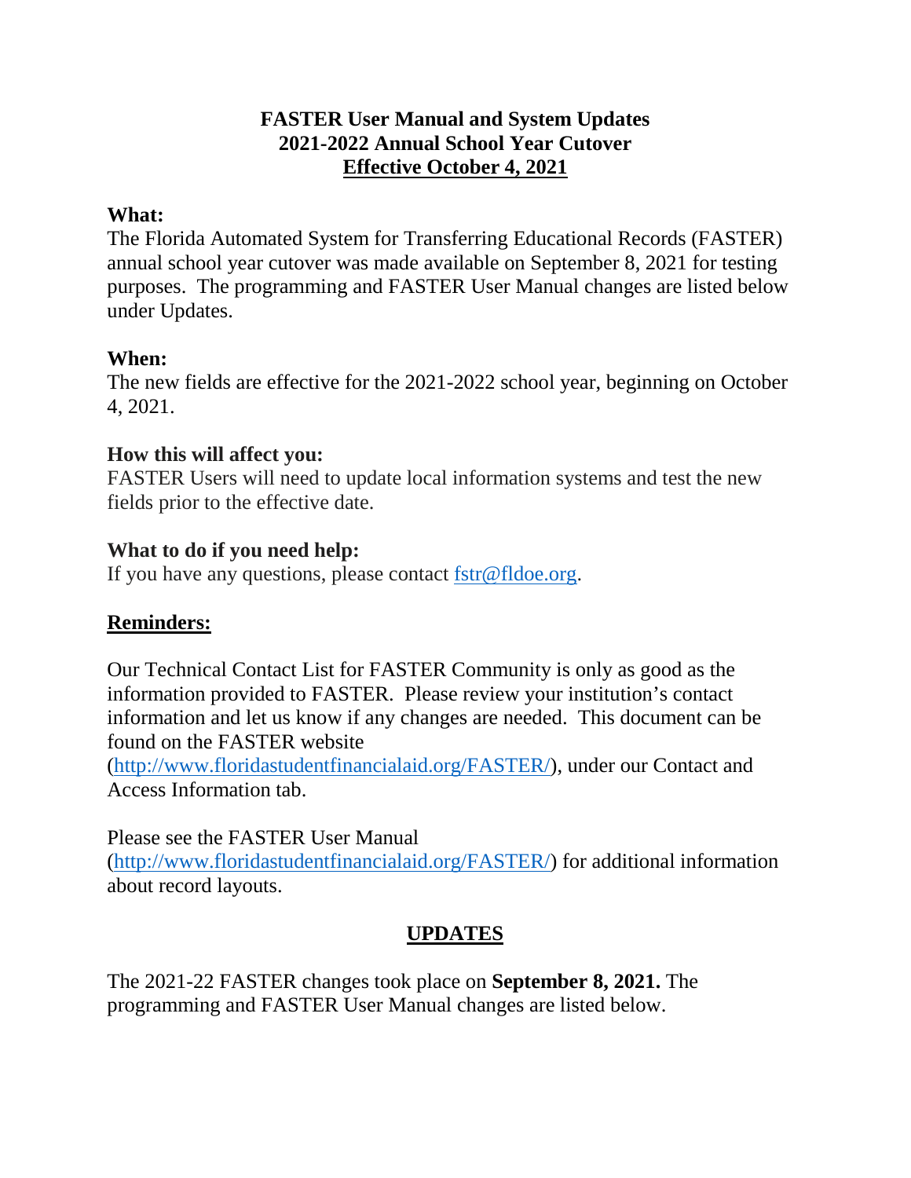# FASTER User Manual and System Updates
## 2021-2022 Annual School Year Cutover
## <u>Effective October 4, 2021</u>

**What:**
The Florida Automated System for Transferring Educational Records (FASTER) annual school year cutover was made available on September 8, 2021 for testing purposes. The programming and FASTER User Manual changes are listed below under Updates.

**When:**
The new fields are effective for the 2021-2022 school year, beginning on October 4, 2021.

**How this will affect you:**
FASTER Users will need to update local information systems and test the new fields prior to the effective date.

**What to do if you need help:**
If you have any questions, please contact fstr@fldoe.org.

**<u>Reminders:</u>**

Our Technical Contact List for FASTER Community is only as good as the information provided to FASTER. Please review your institution's contact information and let us know if any changes are needed. This document can be found on the FASTER website (http://www.floridastudentfinancialaid.org/FASTER/), under our Contact and Access Information tab.

Please see the FASTER User Manual (http://www.floridastudentfinancialaid.org/FASTER/) for additional information about record layouts.

## <u>UPDATES</u>

The 2021-22 FASTER changes took place on **September 8, 2021.** The programming and FASTER User Manual changes are listed below.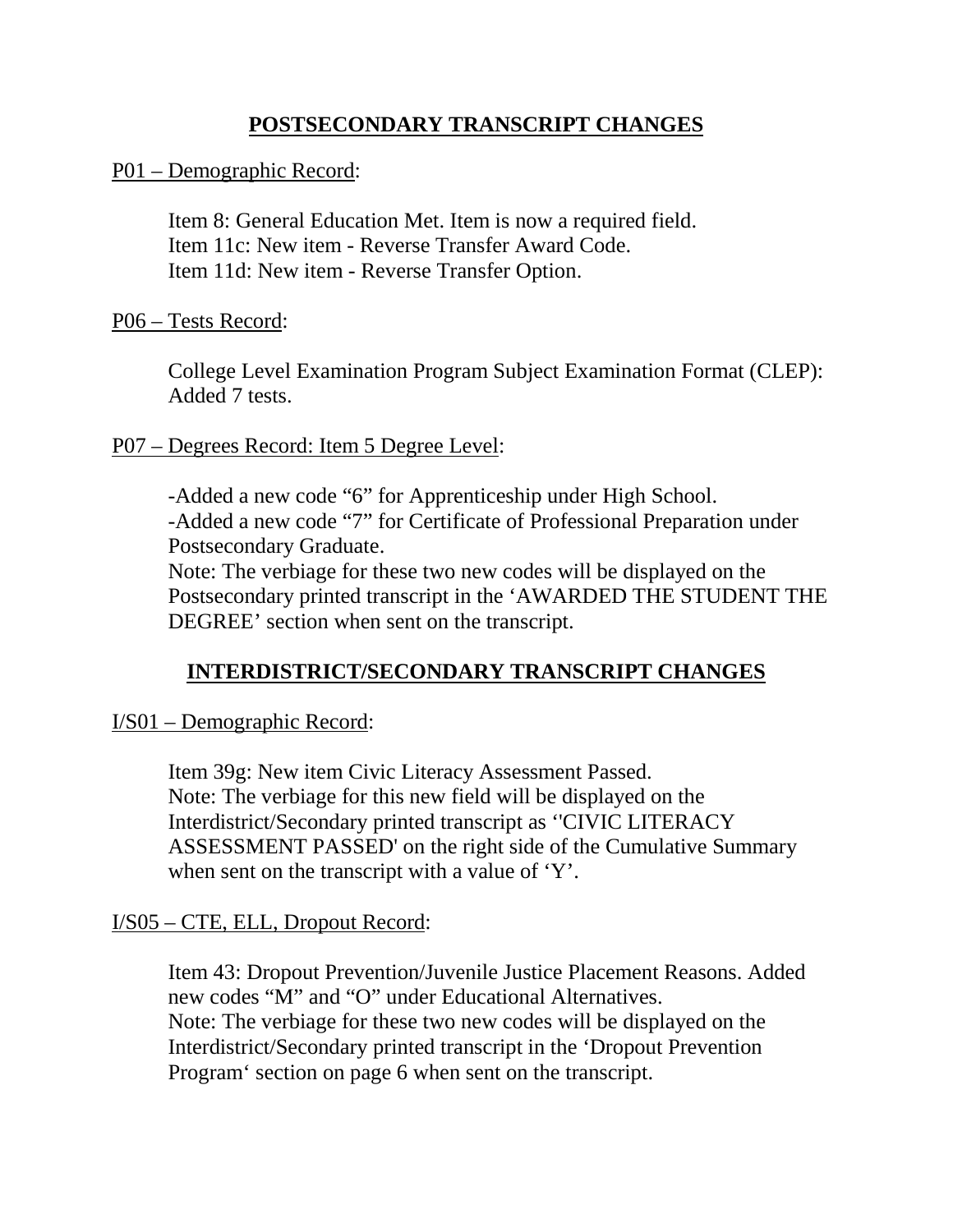## POSTSECONDARY TRANSCRIPT CHANGES

P01 – Demographic Record:

Item 8: General Education Met. Item is now a required field.
Item 11c: New item - Reverse Transfer Award Code.
Item 11d: New item - Reverse Transfer Option.

P06 – Tests Record:

College Level Examination Program Subject Examination Format (CLEP): Added 7 tests.

P07 – Degrees Record: Item 5 Degree Level:

-Added a new code "6" for Apprenticeship under High School.
-Added a new code "7" for Certificate of Professional Preparation under Postsecondary Graduate.
Note: The verbiage for these two new codes will be displayed on the Postsecondary printed transcript in the 'AWARDED THE STUDENT THE DEGREE' section when sent on the transcript.

## INTERDISTRICT/SECONDARY TRANSCRIPT CHANGES

I/S01 – Demographic Record:

Item 39g: New item Civic Literacy Assessment Passed.
Note: The verbiage for this new field will be displayed on the Interdistrict/Secondary printed transcript as ''CIVIC LITERACY ASSESSMENT PASSED' on the right side of the Cumulative Summary when sent on the transcript with a value of 'Y'.

I/S05 – CTE, ELL, Dropout Record:

Item 43: Dropout Prevention/Juvenile Justice Placement Reasons. Added new codes "M" and "O" under Educational Alternatives.
Note: The verbiage for these two new codes will be displayed on the Interdistrict/Secondary printed transcript in the 'Dropout Prevention Program' section on page 6 when sent on the transcript.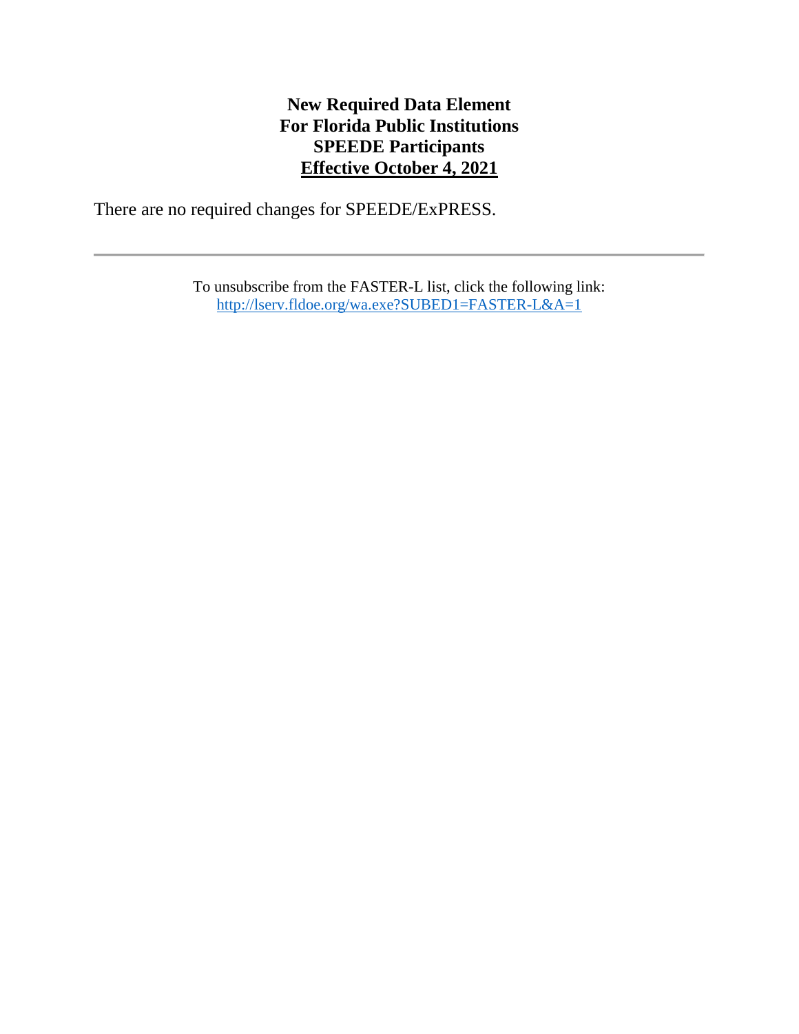**New Required Data Element**
**For Florida Public Institutions**
**SPEEDE Participants**
**Effective October 4, 2021**

There are no required changes for SPEEDE/ExPRESS.

---

To unsubscribe from the FASTER-L list, click the following link:
http://lserv.fldoe.org/wa.exe?SUBED1=FASTER-L&A=1